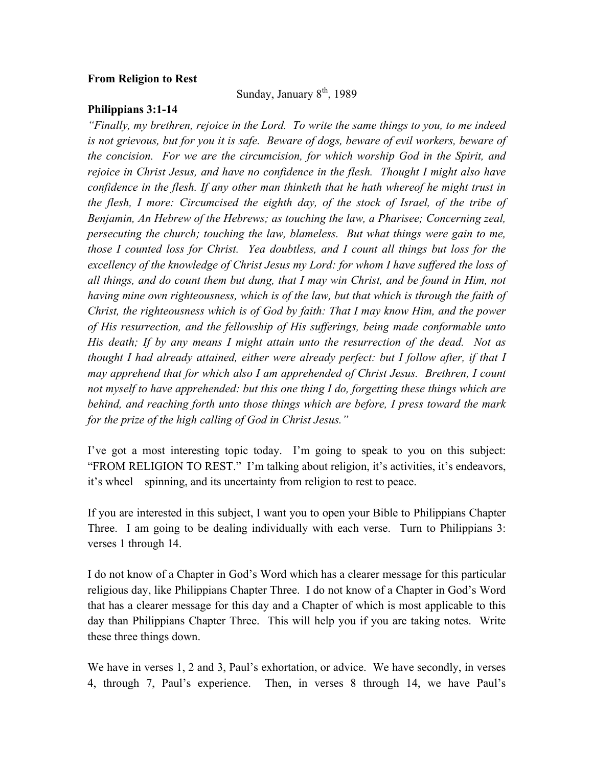**From Religion to Rest**

Sunday, January 8th, 1989

**Philippians 3:1-14**

*"Finally, my brethren, rejoice in the Lord. To write the same things to you, to me indeed is not grievous, but for you it is safe. Beware of dogs, beware of evil workers, beware of the concision. For we are the circumcision, for which worship God in the Spirit, and rejoice in Christ Jesus, and have no confidence in the flesh. Thought I might also have confidence in the flesh. If any other man thinketh that he hath whereof he might trust in the flesh, I more: Circumcised the eighth day, of the stock of Israel, of the tribe of Benjamin, An Hebrew of the Hebrews; as touching the law, a Pharisee; Concerning zeal, persecuting the church; touching the law, blameless. But what things were gain to me, those I counted loss for Christ. Yea doubtless, and I count all things but loss for the excellency of the knowledge of Christ Jesus my Lord: for whom I have suffered the loss of all things, and do count them but dung, that I may win Christ, and be found in Him, not having mine own righteousness, which is of the law, but that which is through the faith of Christ, the righteousness which is of God by faith: That I may know Him, and the power of His resurrection, and the fellowship of His sufferings, being made conformable unto His death; If by any means I might attain unto the resurrection of the dead. Not as thought I had already attained, either were already perfect: but I follow after, if that I may apprehend that for which also I am apprehended of Christ Jesus. Brethren, I count not myself to have apprehended: but this one thing I do, forgetting these things which are behind, and reaching forth unto those things which are before, I press toward the mark for the prize of the high calling of God in Christ Jesus."*

I've got a most interesting topic today. I'm going to speak to you on this subject: "FROM RELIGION TO REST." I'm talking about religion, it's activities, it's endeavors, it's wheel spinning, and its uncertainty from religion to rest to peace.

If you are interested in this subject, I want you to open your Bible to Philippians Chapter Three. I am going to be dealing individually with each verse. Turn to Philippians 3: verses 1 through 14.

I do not know of a Chapter in God's Word which has a clearer message for this particular religious day, like Philippians Chapter Three. I do not know of a Chapter in God's Word that has a clearer message for this day and a Chapter of which is most applicable to this day than Philippians Chapter Three. This will help you if you are taking notes. Write these three things down.

We have in verses 1, 2 and 3, Paul's exhortation, or advice. We have secondly, in verses 4, through 7, Paul's experience. Then, in verses 8 through 14, we have Paul's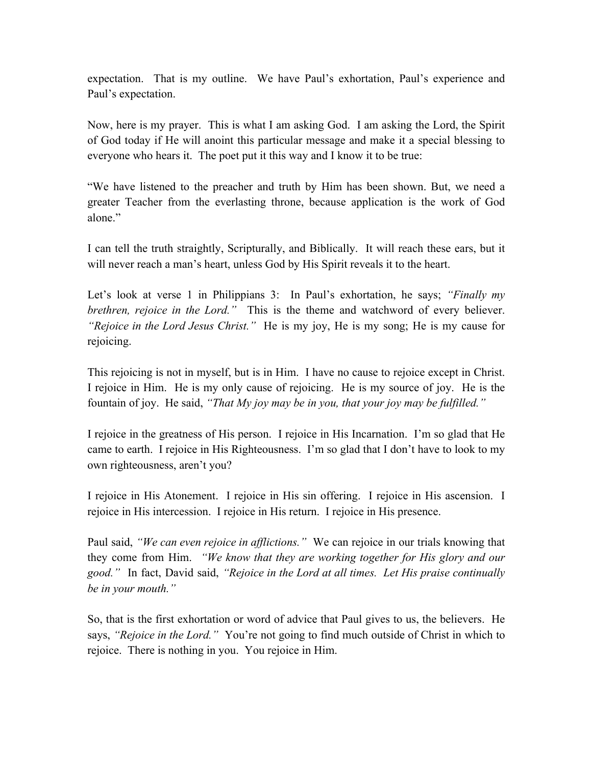expectation. That is my outline. We have Paul's exhortation, Paul's experience and Paul's expectation.

Now, here is my prayer. This is what I am asking God. I am asking the Lord, the Spirit of God today if He will anoint this particular message and make it a special blessing to everyone who hears it. The poet put it this way and I know it to be true:

"We have listened to the preacher and truth by Him has been shown. But, we need a greater Teacher from the everlasting throne, because application is the work of God alone."

I can tell the truth straightly, Scripturally, and Biblically. It will reach these ears, but it will never reach a man's heart, unless God by His Spirit reveals it to the heart.

Let's look at verse 1 in Philippians 3: In Paul's exhortation, he says; *"Finally my brethren, rejoice in the Lord."* This is the theme and watchword of every believer. *"Rejoice in the Lord Jesus Christ."* He is my joy, He is my song; He is my cause for rejoicing.

This rejoicing is not in myself, but is in Him. I have no cause to rejoice except in Christ. I rejoice in Him. He is my only cause of rejoicing. He is my source of joy. He is the fountain of joy. He said, *"That My joy may be in you, that your joy may be fulfilled."*

I rejoice in the greatness of His person. I rejoice in His Incarnation. I'm so glad that He came to earth. I rejoice in His Righteousness. I'm so glad that I don't have to look to my own righteousness, aren't you?

I rejoice in His Atonement. I rejoice in His sin offering. I rejoice in His ascension. I rejoice in His intercession. I rejoice in His return. I rejoice in His presence.

Paul said, *"We can even rejoice in afflictions."* We can rejoice in our trials knowing that they come from Him. *"We know that they are working together for His glory and our good."* In fact, David said, *"Rejoice in the Lord at all times. Let His praise continually be in your mouth."*

So, that is the first exhortation or word of advice that Paul gives to us, the believers. He says, *"Rejoice in the Lord."* You're not going to find much outside of Christ in which to rejoice. There is nothing in you. You rejoice in Him.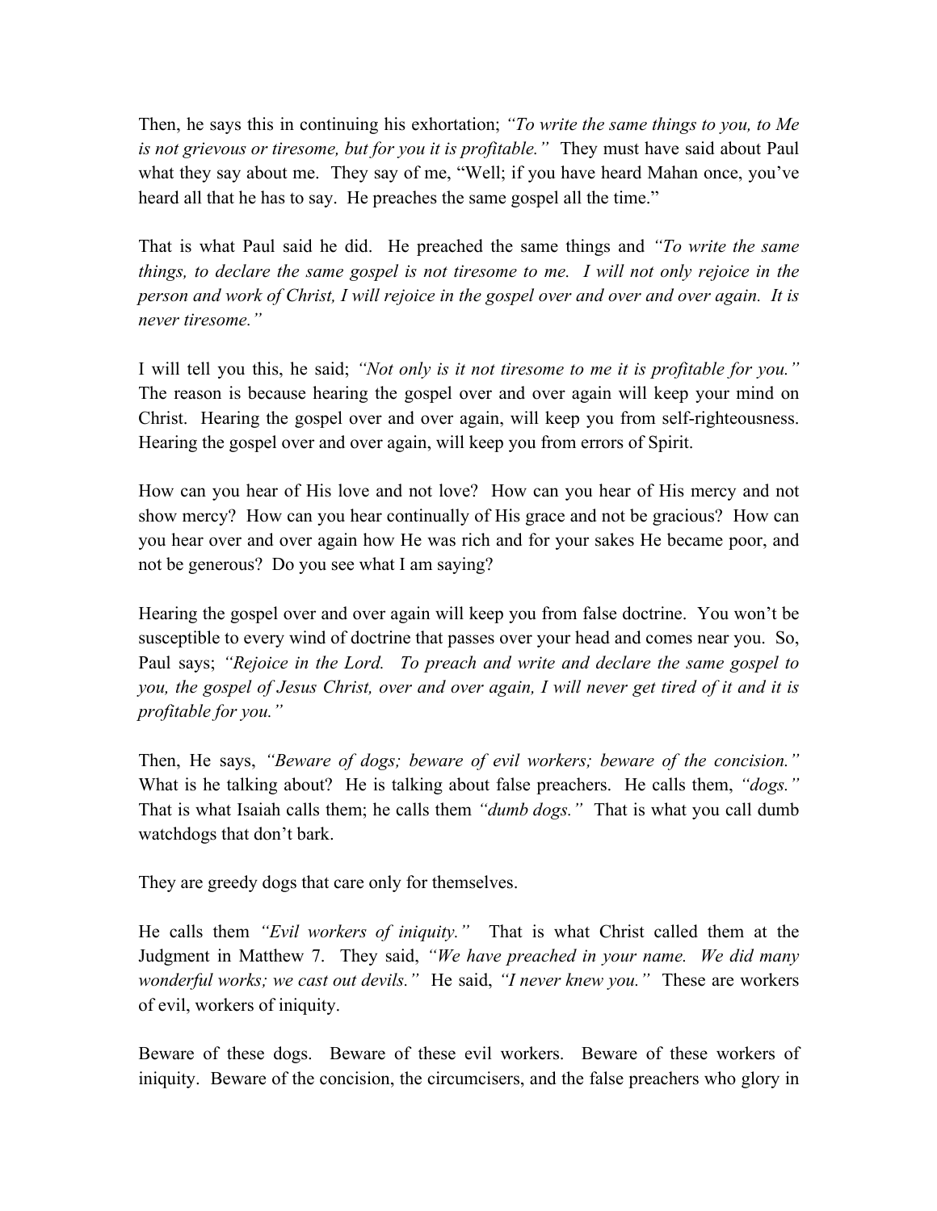Then, he says this in continuing his exhortation; *"To write the same things to you, to Me is not grievous or tiresome, but for you it is profitable."* They must have said about Paul what they say about me. They say of me, "Well; if you have heard Mahan once, you've heard all that he has to say. He preaches the same gospel all the time."

That is what Paul said he did. He preached the same things and *"To write the same things, to declare the same gospel is not tiresome to me. I will not only rejoice in the person and work of Christ, I will rejoice in the gospel over and over and over again. It is never tiresome."*

I will tell you this, he said; *"Not only is it not tiresome to me it is profitable for you."* The reason is because hearing the gospel over and over again will keep your mind on Christ. Hearing the gospel over and over again, will keep you from self-righteousness. Hearing the gospel over and over again, will keep you from errors of Spirit.

How can you hear of His love and not love? How can you hear of His mercy and not show mercy? How can you hear continually of His grace and not be gracious? How can you hear over and over again how He was rich and for your sakes He became poor, and not be generous? Do you see what I am saying?

Hearing the gospel over and over again will keep you from false doctrine. You won't be susceptible to every wind of doctrine that passes over your head and comes near you. So, Paul says; *"Rejoice in the Lord. To preach and write and declare the same gospel to you, the gospel of Jesus Christ, over and over again, I will never get tired of it and it is profitable for you."*

Then, He says, *"Beware of dogs; beware of evil workers; beware of the concision."* What is he talking about? He is talking about false preachers. He calls them, *"dogs."* That is what Isaiah calls them; he calls them *"dumb dogs."* That is what you call dumb watchdogs that don't bark.

They are greedy dogs that care only for themselves.

He calls them *"Evil workers of iniquity."* That is what Christ called them at the Judgment in Matthew 7. They said, *"We have preached in your name. We did many wonderful works; we cast out devils."* He said, *"I never knew you."* These are workers of evil, workers of iniquity.

Beware of these dogs. Beware of these evil workers. Beware of these workers of iniquity. Beware of the concision, the circumcisers, and the false preachers who glory in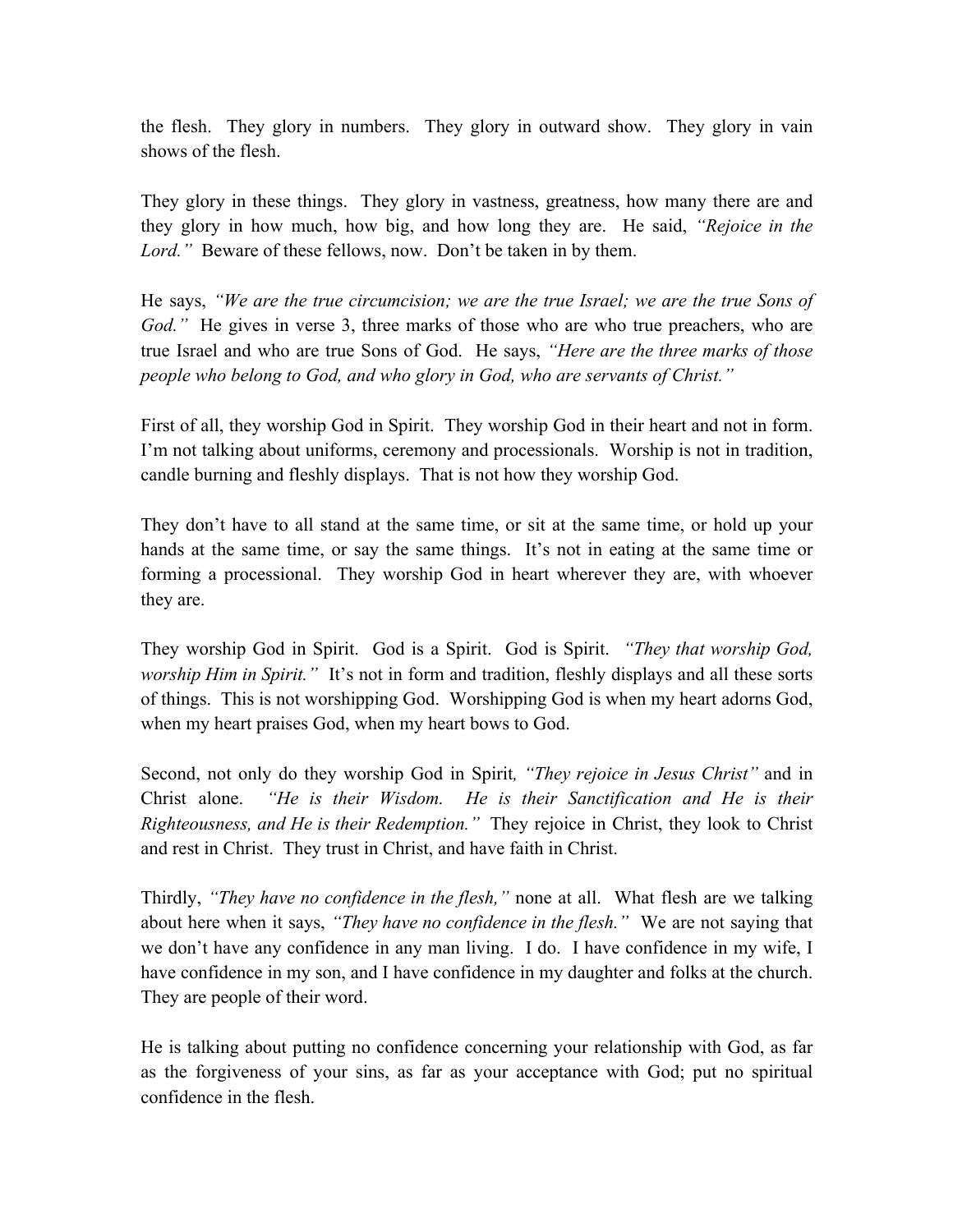the flesh. They glory in numbers. They glory in outward show. They glory in vain shows of the flesh.

They glory in these things. They glory in vastness, greatness, how many there are and they glory in how much, how big, and how long they are. He said, *"Rejoice in the Lord."* Beware of these fellows, now. Don't be taken in by them.

He says, *"We are the true circumcision; we are the true Israel; we are the true Sons of God."* He gives in verse 3, three marks of those who are who true preachers, who are true Israel and who are true Sons of God. He says, *"Here are the three marks of those people who belong to God, and who glory in God, who are servants of Christ."*

First of all, they worship God in Spirit. They worship God in their heart and not in form. I'm not talking about uniforms, ceremony and processionals. Worship is not in tradition, candle burning and fleshly displays. That is not how they worship God.

They don't have to all stand at the same time, or sit at the same time, or hold up your hands at the same time, or say the same things. It's not in eating at the same time or forming a processional. They worship God in heart wherever they are, with whoever they are.

They worship God in Spirit. God is a Spirit. God is Spirit. *"They that worship God, worship Him in Spirit."* It's not in form and tradition, fleshly displays and all these sorts of things. This is not worshipping God. Worshipping God is when my heart adorns God, when my heart praises God, when my heart bows to God.

Second, not only do they worship God in Spirit*, "They rejoice in Jesus Christ"* and in Christ alone. *"He is their Wisdom. He is their Sanctification and He is their Righteousness, and He is their Redemption."* They rejoice in Christ, they look to Christ and rest in Christ. They trust in Christ, and have faith in Christ.

Thirdly, *"They have no confidence in the flesh,"* none at all. What flesh are we talking about here when it says, *"They have no confidence in the flesh."* We are not saying that we don't have any confidence in any man living. I do. I have confidence in my wife, I have confidence in my son, and I have confidence in my daughter and folks at the church. They are people of their word.

He is talking about putting no confidence concerning your relationship with God, as far as the forgiveness of your sins, as far as your acceptance with God; put no spiritual confidence in the flesh.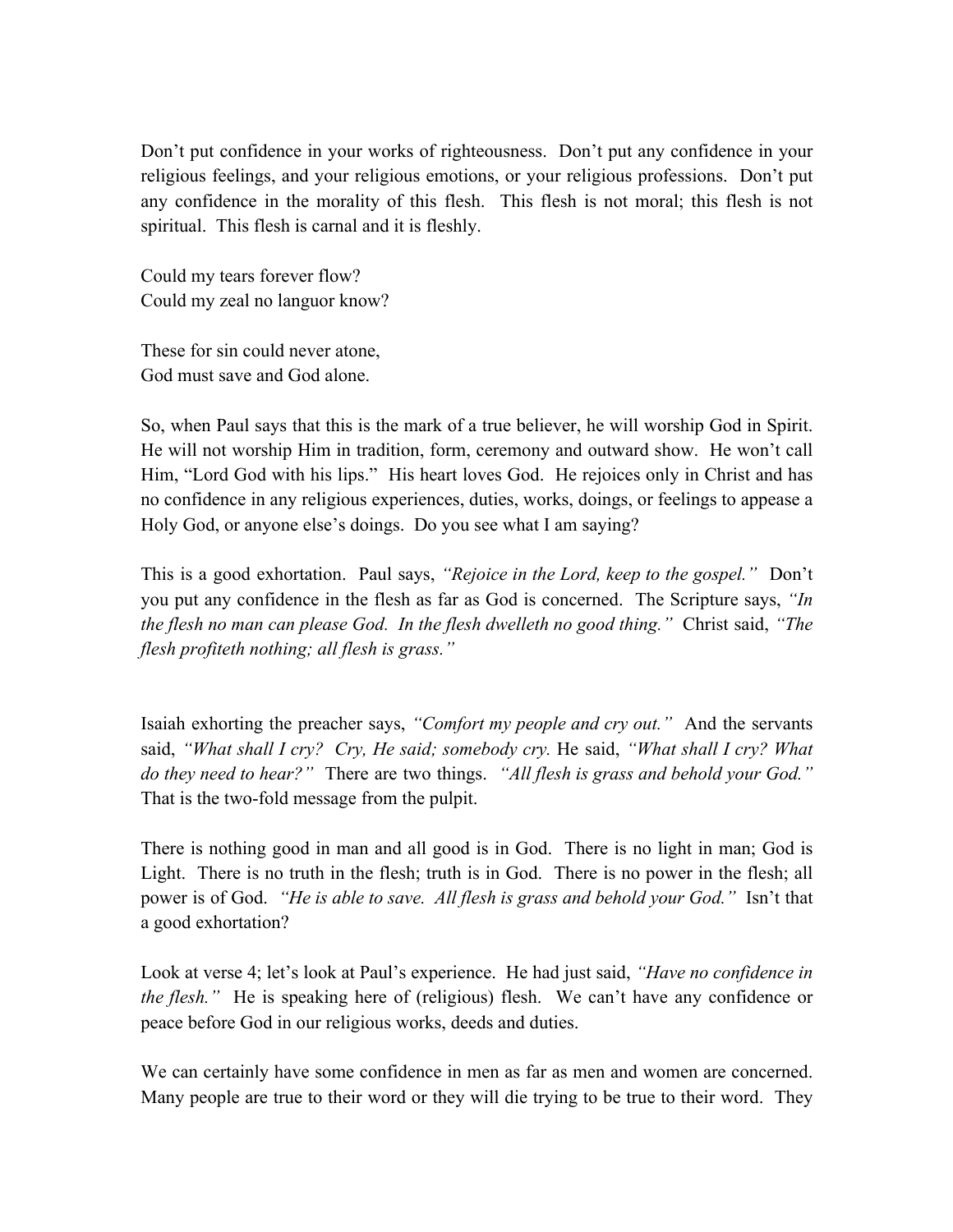Don't put confidence in your works of righteousness. Don't put any confidence in your religious feelings, and your religious emotions, or your religious professions. Don't put any confidence in the morality of this flesh. This flesh is not moral; this flesh is not spiritual. This flesh is carnal and it is fleshly.

Could my tears forever flow?
Could my zeal no languor know?

These for sin could never atone,
God must save and God alone.

So, when Paul says that this is the mark of a true believer, he will worship God in Spirit. He will not worship Him in tradition, form, ceremony and outward show. He won't call Him, "Lord God with his lips." His heart loves God. He rejoices only in Christ and has no confidence in any religious experiences, duties, works, doings, or feelings to appease a Holy God, or anyone else's doings. Do you see what I am saying?

This is a good exhortation. Paul says, *"Rejoice in the Lord, keep to the gospel."* Don't you put any confidence in the flesh as far as God is concerned. The Scripture says, *"In the flesh no man can please God. In the flesh dwelleth no good thing."* Christ said, *"The flesh profiteth nothing; all flesh is grass."*

Isaiah exhorting the preacher says, *"Comfort my people and cry out."* And the servants said, *"What shall I cry? Cry, He said; somebody cry.* He said, *"What shall I cry? What do they need to hear?"* There are two things. *"All flesh is grass and behold your God."* That is the two-fold message from the pulpit.

There is nothing good in man and all good is in God. There is no light in man; God is Light. There is no truth in the flesh; truth is in God. There is no power in the flesh; all power is of God. *"He is able to save. All flesh is grass and behold your God."* Isn't that a good exhortation?

Look at verse 4; let's look at Paul's experience. He had just said, *"Have no confidence in the flesh."* He is speaking here of (religious) flesh. We can't have any confidence or peace before God in our religious works, deeds and duties.

We can certainly have some confidence in men as far as men and women are concerned. Many people are true to their word or they will die trying to be true to their word. They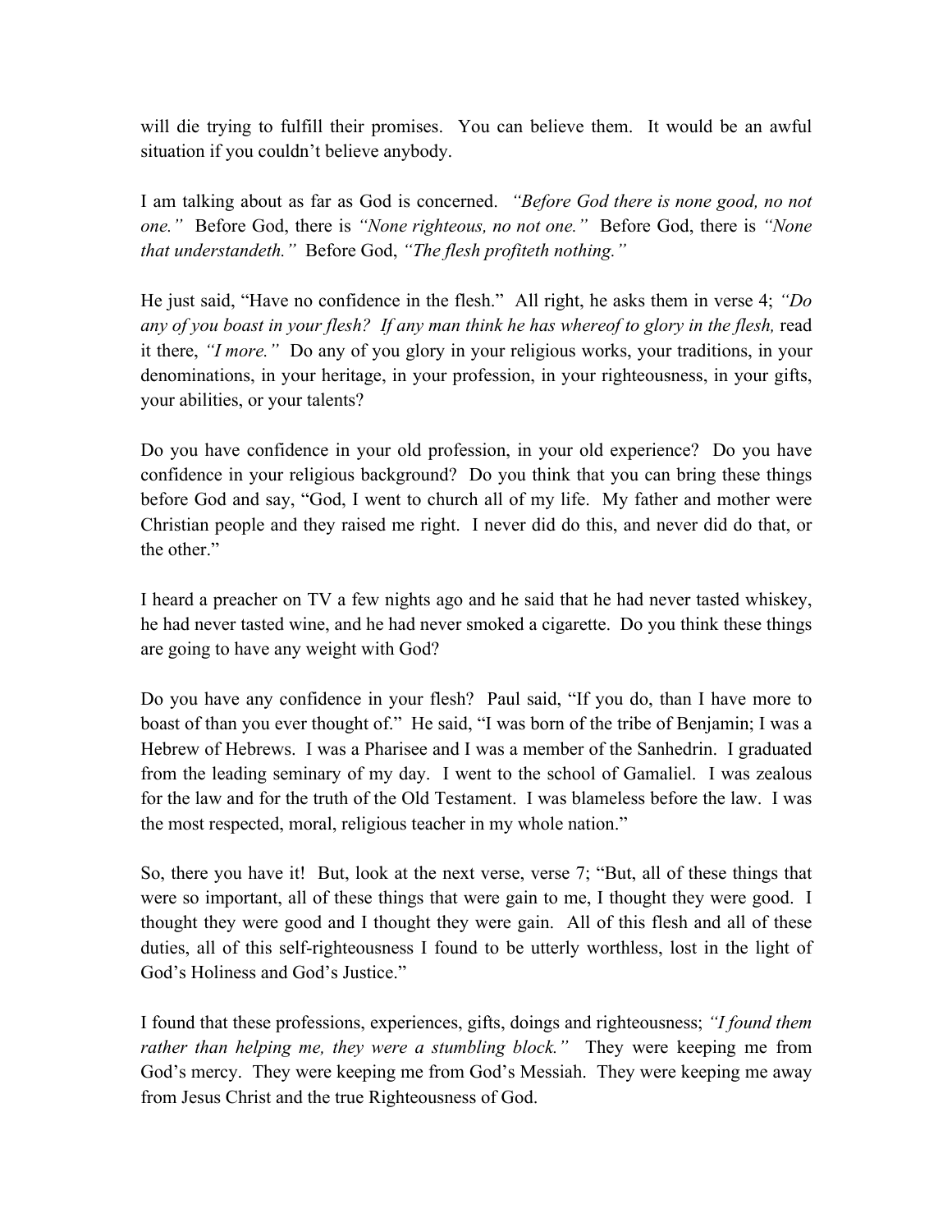will die trying to fulfill their promises. You can believe them. It would be an awful situation if you couldn't believe anybody.

I am talking about as far as God is concerned. *"Before God there is none good, no not one."* Before God, there is *"None righteous, no not one."* Before God, there is *"None that understandeth."* Before God, *"The flesh profiteth nothing."*

He just said, "Have no confidence in the flesh." All right, he asks them in verse 4; *"Do any of you boast in your flesh? If any man think he has whereof to glory in the flesh,* read it there, *"I more."* Do any of you glory in your religious works, your traditions, in your denominations, in your heritage, in your profession, in your righteousness, in your gifts, your abilities, or your talents?

Do you have confidence in your old profession, in your old experience? Do you have confidence in your religious background? Do you think that you can bring these things before God and say, "God, I went to church all of my life. My father and mother were Christian people and they raised me right. I never did do this, and never did do that, or the other."

I heard a preacher on TV a few nights ago and he said that he had never tasted whiskey, he had never tasted wine, and he had never smoked a cigarette. Do you think these things are going to have any weight with God?

Do you have any confidence in your flesh? Paul said, "If you do, than I have more to boast of than you ever thought of." He said, "I was born of the tribe of Benjamin; I was a Hebrew of Hebrews. I was a Pharisee and I was a member of the Sanhedrin. I graduated from the leading seminary of my day. I went to the school of Gamaliel. I was zealous for the law and for the truth of the Old Testament. I was blameless before the law. I was the most respected, moral, religious teacher in my whole nation."

So, there you have it! But, look at the next verse, verse 7; "But, all of these things that were so important, all of these things that were gain to me, I thought they were good. I thought they were good and I thought they were gain. All of this flesh and all of these duties, all of this self-righteousness I found to be utterly worthless, lost in the light of God's Holiness and God's Justice."

I found that these professions, experiences, gifts, doings and righteousness; *"I found them rather than helping me, they were a stumbling block."* They were keeping me from God's mercy. They were keeping me from God's Messiah. They were keeping me away from Jesus Christ and the true Righteousness of God.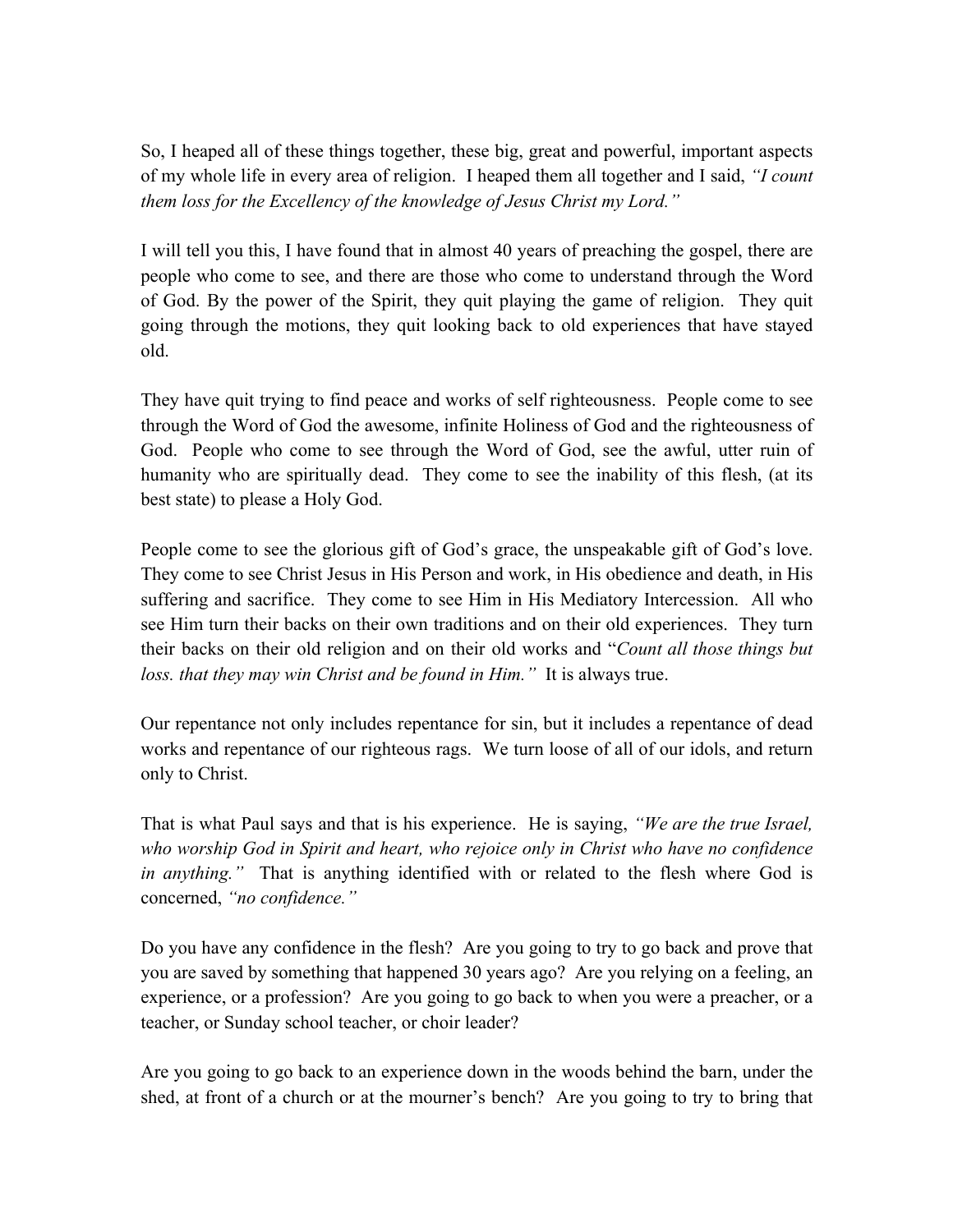So, I heaped all of these things together, these big, great and powerful, important aspects of my whole life in every area of religion. I heaped them all together and I said, *"I count them loss for the Excellency of the knowledge of Jesus Christ my Lord."*

I will tell you this, I have found that in almost 40 years of preaching the gospel, there are people who come to see, and there are those who come to understand through the Word of God. By the power of the Spirit, they quit playing the game of religion. They quit going through the motions, they quit looking back to old experiences that have stayed old.

They have quit trying to find peace and works of self righteousness. People come to see through the Word of God the awesome, infinite Holiness of God and the righteousness of God. People who come to see through the Word of God, see the awful, utter ruin of humanity who are spiritually dead. They come to see the inability of this flesh, (at its best state) to please a Holy God.

People come to see the glorious gift of God's grace, the unspeakable gift of God's love. They come to see Christ Jesus in His Person and work, in His obedience and death, in His suffering and sacrifice. They come to see Him in His Mediatory Intercession. All who see Him turn their backs on their own traditions and on their old experiences. They turn their backs on their old religion and on their old works and "*Count all those things but loss. that they may win Christ and be found in Him."* It is always true.

Our repentance not only includes repentance for sin, but it includes a repentance of dead works and repentance of our righteous rags. We turn loose of all of our idols, and return only to Christ.

That is what Paul says and that is his experience. He is saying, *"We are the true Israel, who worship God in Spirit and heart, who rejoice only in Christ who have no confidence in anything."* That is anything identified with or related to the flesh where God is concerned, *"no confidence."*

Do you have any confidence in the flesh? Are you going to try to go back and prove that you are saved by something that happened 30 years ago? Are you relying on a feeling, an experience, or a profession? Are you going to go back to when you were a preacher, or a teacher, or Sunday school teacher, or choir leader?

Are you going to go back to an experience down in the woods behind the barn, under the shed, at front of a church or at the mourner's bench? Are you going to try to bring that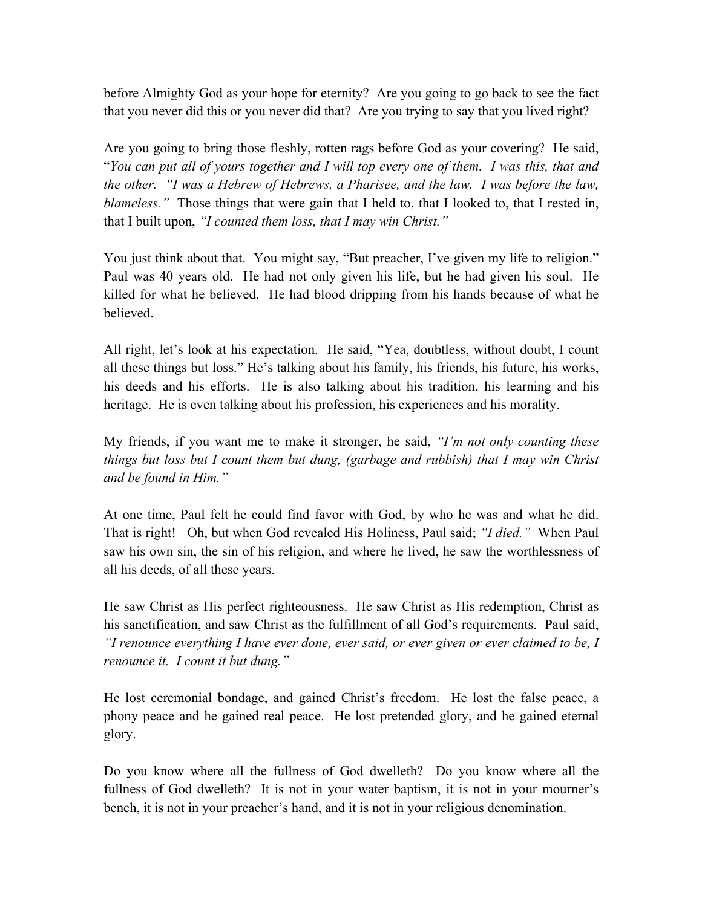before Almighty God as your hope for eternity? Are you going to go back to see the fact that you never did this or you never did that? Are you trying to say that you lived right?

Are you going to bring those fleshly, rotten rags before God as your covering? He said, "*You can put all of yours together and I will top every one of them. I was this, that and the other. "I was a Hebrew of Hebrews, a Pharisee, and the law. I was before the law, blameless."* Those things that were gain that I held to, that I looked to, that I rested in, that I built upon, *"I counted them loss, that I may win Christ."*

You just think about that. You might say, "But preacher, I've given my life to religion." Paul was 40 years old. He had not only given his life, but he had given his soul. He killed for what he believed. He had blood dripping from his hands because of what he believed.

All right, let's look at his expectation. He said, "Yea, doubtless, without doubt, I count all these things but loss." He's talking about his family, his friends, his future, his works, his deeds and his efforts. He is also talking about his tradition, his learning and his heritage. He is even talking about his profession, his experiences and his morality.

My friends, if you want me to make it stronger, he said, *"I'm not only counting these things but loss but I count them but dung, (garbage and rubbish) that I may win Christ and be found in Him."*

At one time, Paul felt he could find favor with God, by who he was and what he did. That is right! Oh, but when God revealed His Holiness, Paul said; *"I died."* When Paul saw his own sin, the sin of his religion, and where he lived, he saw the worthlessness of all his deeds, of all these years.

He saw Christ as His perfect righteousness. He saw Christ as His redemption, Christ as his sanctification, and saw Christ as the fulfillment of all God's requirements. Paul said, *"I renounce everything I have ever done, ever said, or ever given or ever claimed to be, I renounce it. I count it but dung."*

He lost ceremonial bondage, and gained Christ's freedom. He lost the false peace, a phony peace and he gained real peace. He lost pretended glory, and he gained eternal glory.

Do you know where all the fullness of God dwelleth? Do you know where all the fullness of God dwelleth? It is not in your water baptism, it is not in your mourner's bench, it is not in your preacher's hand, and it is not in your religious denomination.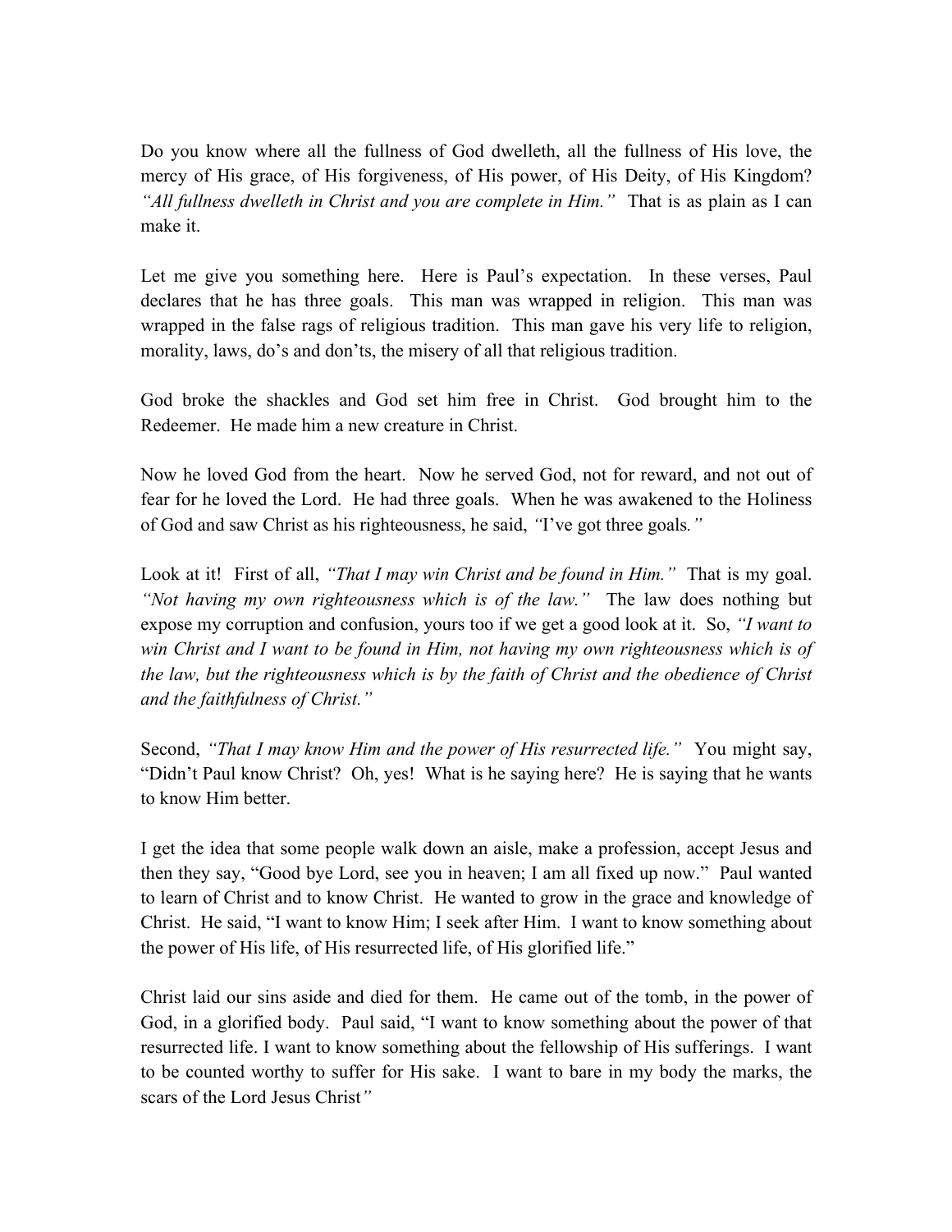Do you know where all the fullness of God dwelleth, all the fullness of His love, the mercy of His grace, of His forgiveness, of His power, of His Deity, of His Kingdom? *"All fullness dwelleth in Christ and you are complete in Him."* That is as plain as I can make it.

Let me give you something here. Here is Paul's expectation. In these verses, Paul declares that he has three goals. This man was wrapped in religion. This man was wrapped in the false rags of religious tradition. This man gave his very life to religion, morality, laws, do's and don'ts, the misery of all that religious tradition.

God broke the shackles and God set him free in Christ. God brought him to the Redeemer. He made him a new creature in Christ.

Now he loved God from the heart. Now he served God, not for reward, and not out of fear for he loved the Lord. He had three goals. When he was awakened to the Holiness of God and saw Christ as his righteousness, he said, *"*I've got three goals*."*

Look at it! First of all, *"That I may win Christ and be found in Him."* That is my goal. *"Not having my own righteousness which is of the law."* The law does nothing but expose my corruption and confusion, yours too if we get a good look at it. So, *"I want to win Christ and I want to be found in Him, not having my own righteousness which is of the law, but the righteousness which is by the faith of Christ and the obedience of Christ and the faithfulness of Christ."*

Second, *"That I may know Him and the power of His resurrected life."* You might say, "Didn't Paul know Christ? Oh, yes! What is he saying here? He is saying that he wants to know Him better.

I get the idea that some people walk down an aisle, make a profession, accept Jesus and then they say, "Good bye Lord, see you in heaven; I am all fixed up now." Paul wanted to learn of Christ and to know Christ. He wanted to grow in the grace and knowledge of Christ. He said, "I want to know Him; I seek after Him. I want to know something about the power of His life, of His resurrected life, of His glorified life."

Christ laid our sins aside and died for them. He came out of the tomb, in the power of God, in a glorified body. Paul said, "I want to know something about the power of that resurrected life. I want to know something about the fellowship of His sufferings. I want to be counted worthy to suffer for His sake. I want to bare in my body the marks, the scars of the Lord Jesus Christ*"*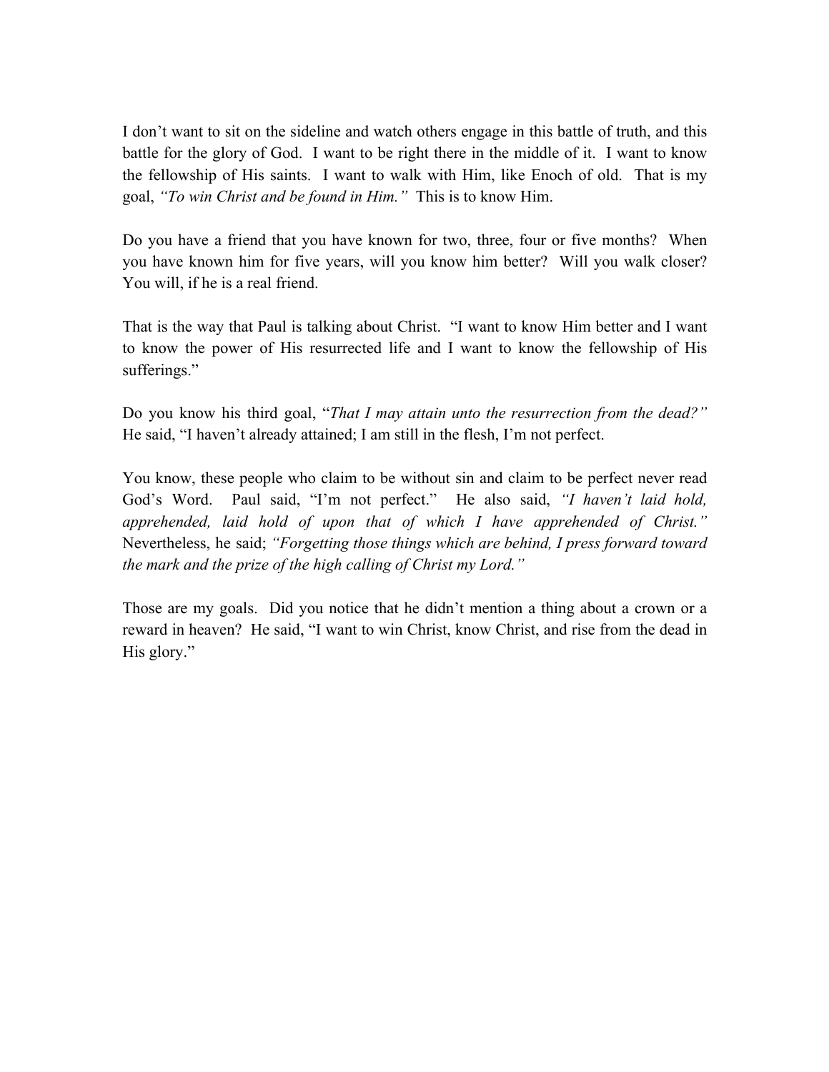I don't want to sit on the sideline and watch others engage in this battle of truth, and this battle for the glory of God. I want to be right there in the middle of it. I want to know the fellowship of His saints. I want to walk with Him, like Enoch of old. That is my goal, *"To win Christ and be found in Him."* This is to know Him.

Do you have a friend that you have known for two, three, four or five months? When you have known him for five years, will you know him better? Will you walk closer? You will, if he is a real friend.

That is the way that Paul is talking about Christ. "I want to know Him better and I want to know the power of His resurrected life and I want to know the fellowship of His sufferings."

Do you know his third goal, "*That I may attain unto the resurrection from the dead?"* He said, "I haven't already attained; I am still in the flesh, I'm not perfect.

You know, these people who claim to be without sin and claim to be perfect never read God's Word. Paul said, "I'm not perfect." He also said, *"I haven't laid hold, apprehended, laid hold of upon that of which I have apprehended of Christ."* Nevertheless, he said; *"Forgetting those things which are behind, I press forward toward the mark and the prize of the high calling of Christ my Lord."*

Those are my goals. Did you notice that he didn't mention a thing about a crown or a reward in heaven? He said, "I want to win Christ, know Christ, and rise from the dead in His glory."